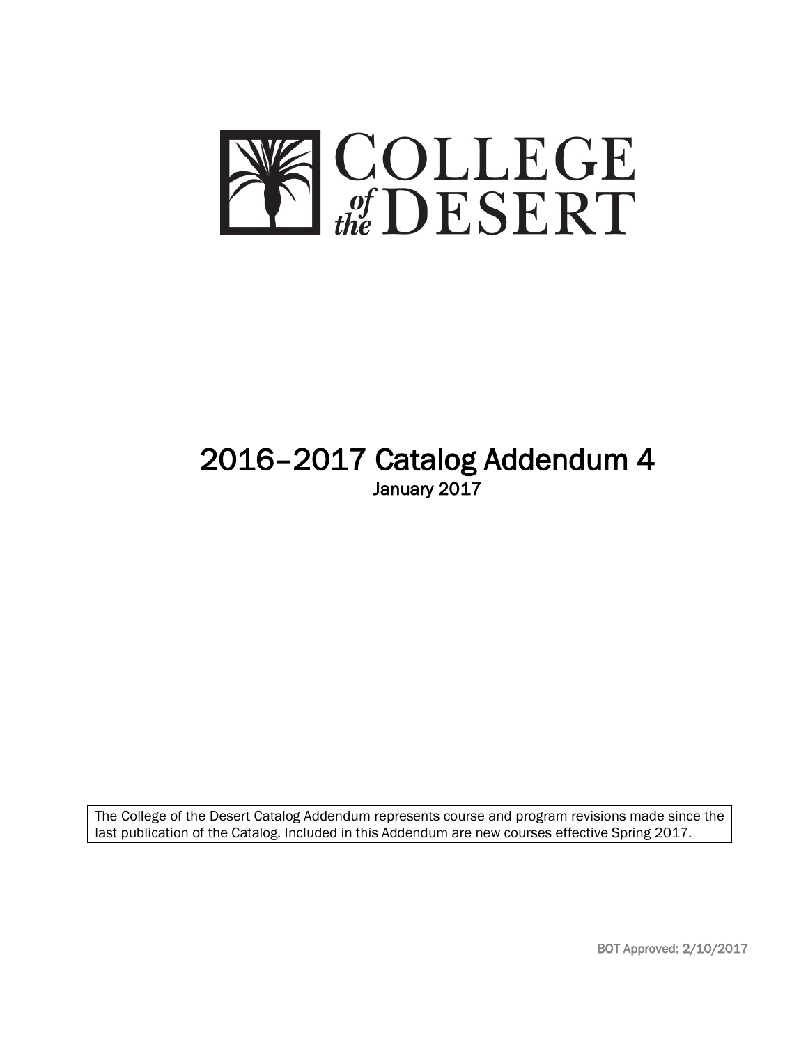# COLLEGE of the DESERT

# 2016–2017 Catalog Addendum 4

January 2017

The College of the Desert Catalog Addendum represents course and program revisions made since the last publication of the Catalog. Included in this Addendum are new courses effective Spring 2017.

BOT Approved: 2/10/2017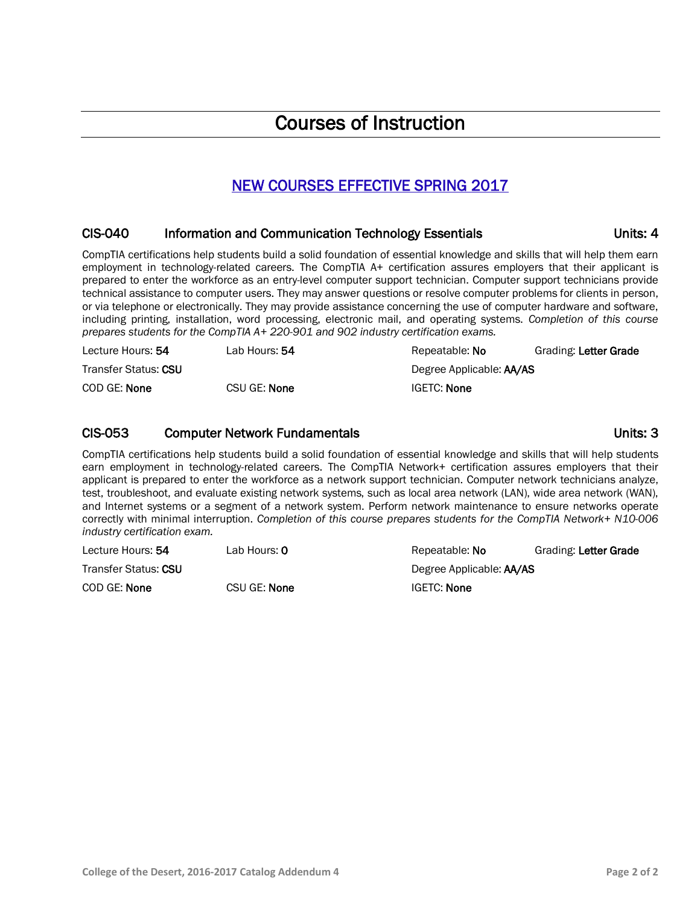# Courses of Instruction

## NEW COURSES EFFECTIVE SPRING 2017

### CIS-040 Information and Communication Technology Essentials Units: 4

CompTIA certifications help students build a solid foundation of essential knowledge and skills that will help them earn employment in technology-related careers. The CompTIA A+ certification assures employers that their applicant is prepared to enter the workforce as an entry-level computer support technician. Computer support technicians provide technical assistance to computer users. They may answer questions or resolve computer problems for clients in person, or via telephone or electronically. They may provide assistance concerning the use of computer hardware and software, including printing, installation, word processing, electronic mail, and operating systems. *Completion of this course prepares students for the CompTIA A+ 220-901 and 902 industry certification exams.*

| | | | |
|---|---|---|---|
| Lecture Hours: **54** | Lab Hours: **54** | Repeatable: **No** | Grading: **Letter Grade** |
| Transfer Status: **CSU** | | Degree Applicable: **AA/AS** | |
| COD GE: **None** | CSU GE: **None** | IGETC: **None** | |

### CIS-053 Computer Network Fundamentals Units: 3

CompTIA certifications help students build a solid foundation of essential knowledge and skills that will help students earn employment in technology-related careers. The CompTIA Network+ certification assures employers that their applicant is prepared to enter the workforce as a network support technician. Computer network technicians analyze, test, troubleshoot, and evaluate existing network systems, such as local area network (LAN), wide area network (WAN), and Internet systems or a segment of a network system. Perform network maintenance to ensure networks operate correctly with minimal interruption. *Completion of this course prepares students for the CompTIA Network+ N10-006 industry certification exam.*

| | | | |
|---|---|---|---|
| Lecture Hours: **54** | Lab Hours: **0** | Repeatable: **No** | Grading: **Letter Grade** |
| Transfer Status: **CSU** | | Degree Applicable: **AA/AS** | |
| COD GE: **None** | CSU GE: **None** | IGETC: **None** | |